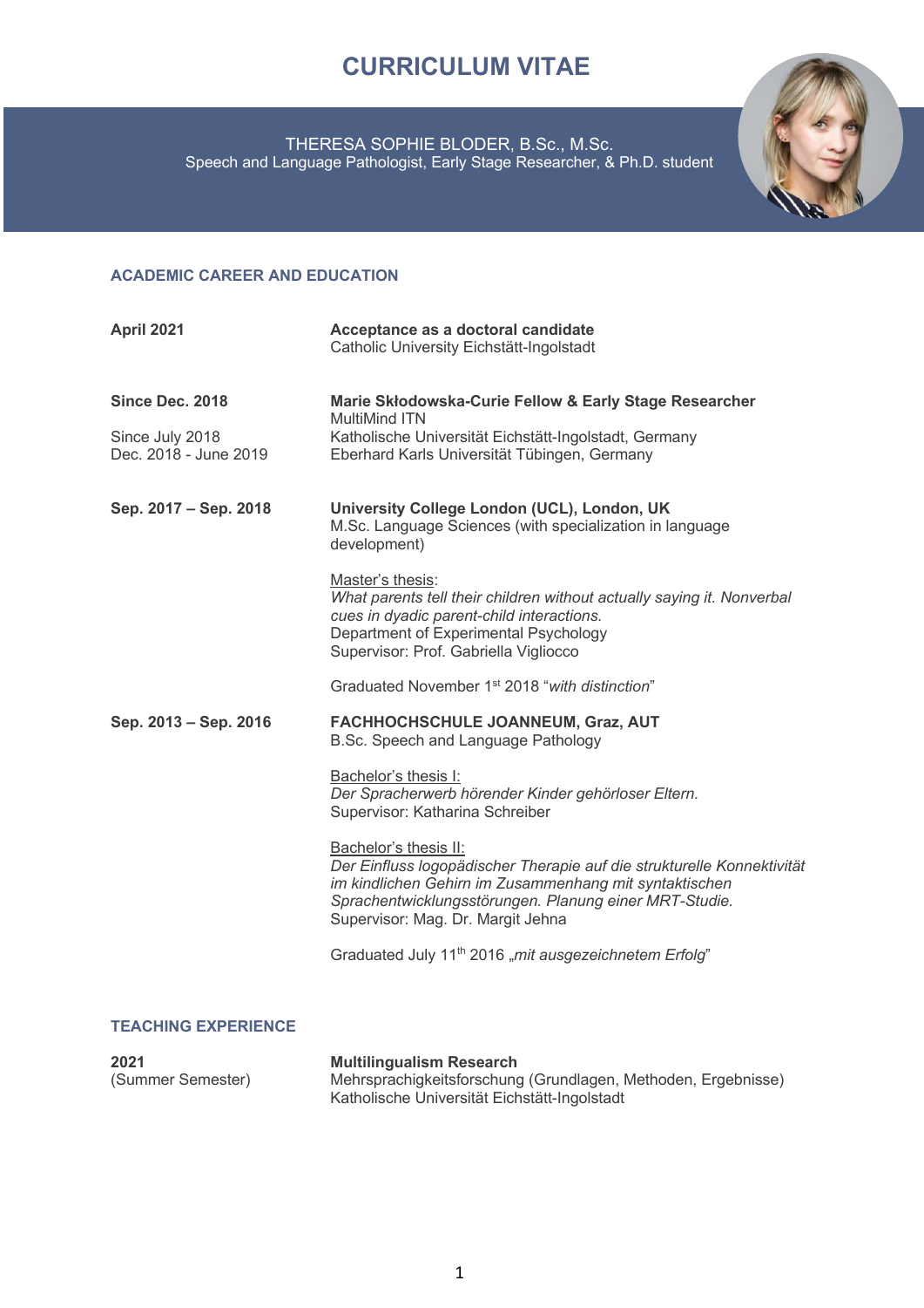# CURRICULUM VITAE

THERESA SOPHIE BLODER, B.Sc., M.Sc.
Speech and Language Pathologist, Early Stage Researcher, & Ph.D. student

## ACADEMIC CAREER AND EDUCATION

**April 2021**

**Acceptance as a doctoral candidate**
Catholic University Eichstätt-Ingolstadt

**Since Dec. 2018**

**Marie Skłodowska-Curie Fellow & Early Stage Researcher**
MultiMind ITN

Since July 2018 — Katholische Universität Eichstätt-Ingolstadt, Germany
Dec. 2018 - June 2019 — Eberhard Karls Universität Tübingen, Germany

**Sep. 2017 – Sep. 2018**

**University College London (UCL), London, UK**
M.Sc. Language Sciences (with specialization in language development)

Master's thesis:
*What parents tell their children without actually saying it. Nonverbal cues in dyadic parent-child interactions.*
Department of Experimental Psychology
Supervisor: Prof. Gabriella Vigliocco

Graduated November 1st 2018 "*with distinction*"

**Sep. 2013 – Sep. 2016**

**FACHHOCHSCHULE JOANNEUM, Graz, AUT**
B.Sc. Speech and Language Pathology

Bachelor's thesis I:
*Der Spracherwerb hörender Kinder gehörloser Eltern.*
Supervisor: Katharina Schreiber

Bachelor's thesis II:
*Der Einfluss logopädischer Therapie auf die strukturelle Konnektivität im kindlichen Gehirn im Zusammenhang mit syntaktischen Sprachentwicklungsstörungen. Planung einer MRT-Studie.*
Supervisor: Mag. Dr. Margit Jehna

Graduated July 11th 2016 „*mit ausgezeichnetem Erfolg*"

## TEACHING EXPERIENCE

**2021**
(Summer Semester)

**Multilingualism Research**
Mehrsprachigkeitsforschung (Grundlagen, Methoden, Ergebnisse)
Katholische Universität Eichstätt-Ingolstadt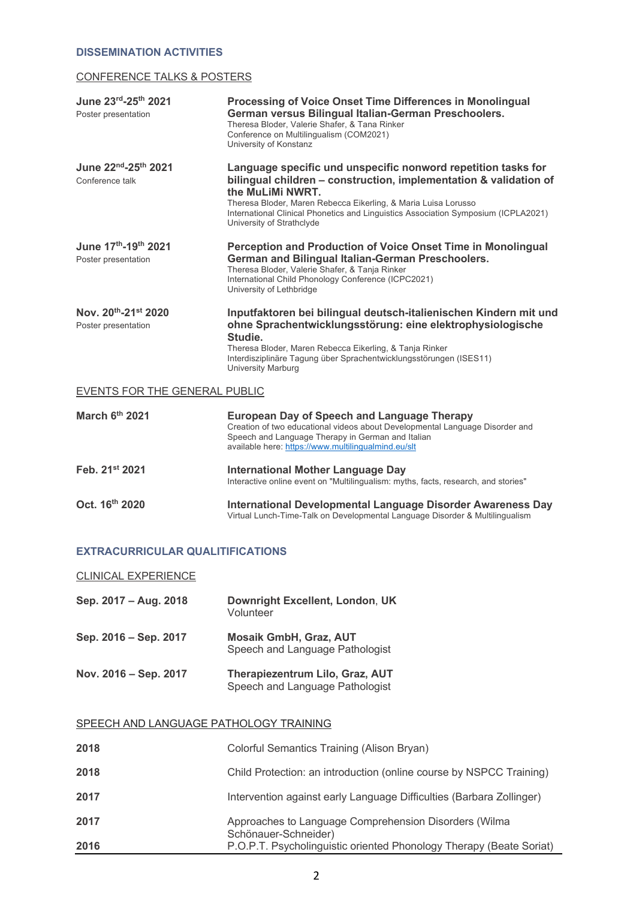## DISSEMINATION ACTIVITIES

### CONFERENCE TALKS & POSTERS

**June 23rd-25th 2021**
Poster presentation

**Processing of Voice Onset Time Differences in Monolingual German versus Bilingual Italian-German Preschoolers.**
Theresa Bloder, Valerie Shafer, & Tana Rinker
Conference on Multilingualism (COM2021)
University of Konstanz

**June 22nd-25th 2021**
Conference talk

**Language specific und unspecific nonword repetition tasks for bilingual children – construction, implementation & validation of the MuLiMi NWRT.**
Theresa Bloder, Maren Rebecca Eikerling, & Maria Luisa Lorusso
International Clinical Phonetics and Linguistics Association Symposium (ICPLA2021)
University of Strathclyde

**June 17th-19th 2021**
Poster presentation

**Perception and Production of Voice Onset Time in Monolingual German and Bilingual Italian-German Preschoolers.**
Theresa Bloder, Valerie Shafer, & Tanja Rinker
International Child Phonology Conference (ICPC2021)
University of Lethbridge

**Nov. 20th-21st 2020**
Poster presentation

**Inputfaktoren bei bilingual deutsch-italienischen Kindern mit und ohne Sprachentwicklungsstörung: eine elektrophysiologische Studie.**
Theresa Bloder, Maren Rebecca Eikerling, & Tanja Rinker
Interdisziplinäre Tagung über Sprachentwicklungsstörungen (ISES11)
University Marburg

### EVENTS FOR THE GENERAL PUBLIC

**March 6th 2021**

**European Day of Speech and Language Therapy**
Creation of two educational videos about Developmental Language Disorder and Speech and Language Therapy in German and Italian
available here: https://www.multilingualmind.eu/slt

**Feb. 21st 2021**

**International Mother Language Day**
Interactive online event on "Multilingualism: myths, facts, research, and stories"

**Oct. 16th 2020**

**International Developmental Language Disorder Awareness Day**
Virtual Lunch-Time-Talk on Developmental Language Disorder & Multilingualism

## EXTRACURRICULAR QUALITIFICATIONS

### CLINICAL EXPERIENCE

**Sep. 2017 – Aug. 2018**
**Downright Excellent, London, UK**
Volunteer

**Sep. 2016 – Sep. 2017**
**Mosaik GmbH, Graz, AUT**
Speech and Language Pathologist

**Nov. 2016 – Sep. 2017**
**Therapiezentrum Lilo, Graz, AUT**
Speech and Language Pathologist

### SPEECH AND LANGUAGE PATHOLOGY TRAINING

**2018** Colorful Semantics Training (Alison Bryan)

**2018** Child Protection: an introduction (online course by NSPCC Training)

**2017** Intervention against early Language Difficulties (Barbara Zollinger)

**2017** Approaches to Language Comprehension Disorders (Wilma Schönauer-Schneider)

**2016** P.O.P.T. Psycholinguistic oriented Phonology Therapy (Beate Soriat)